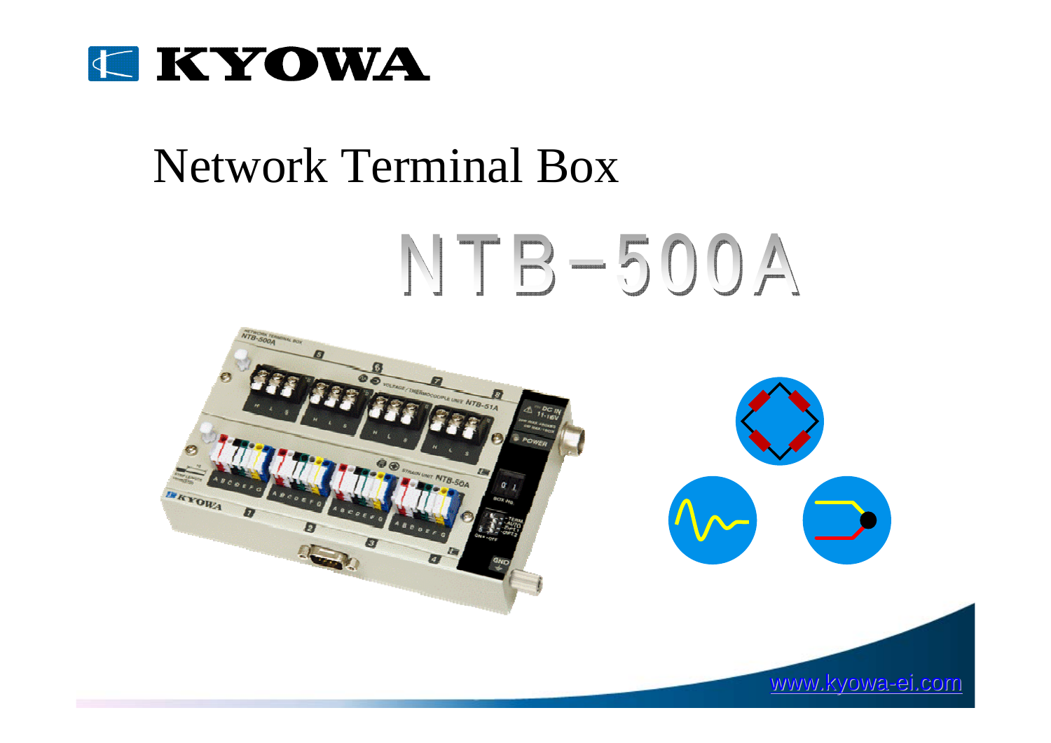KYOWA

# Network Terminal Box

# NTB-500A

www.kyowa-ei.com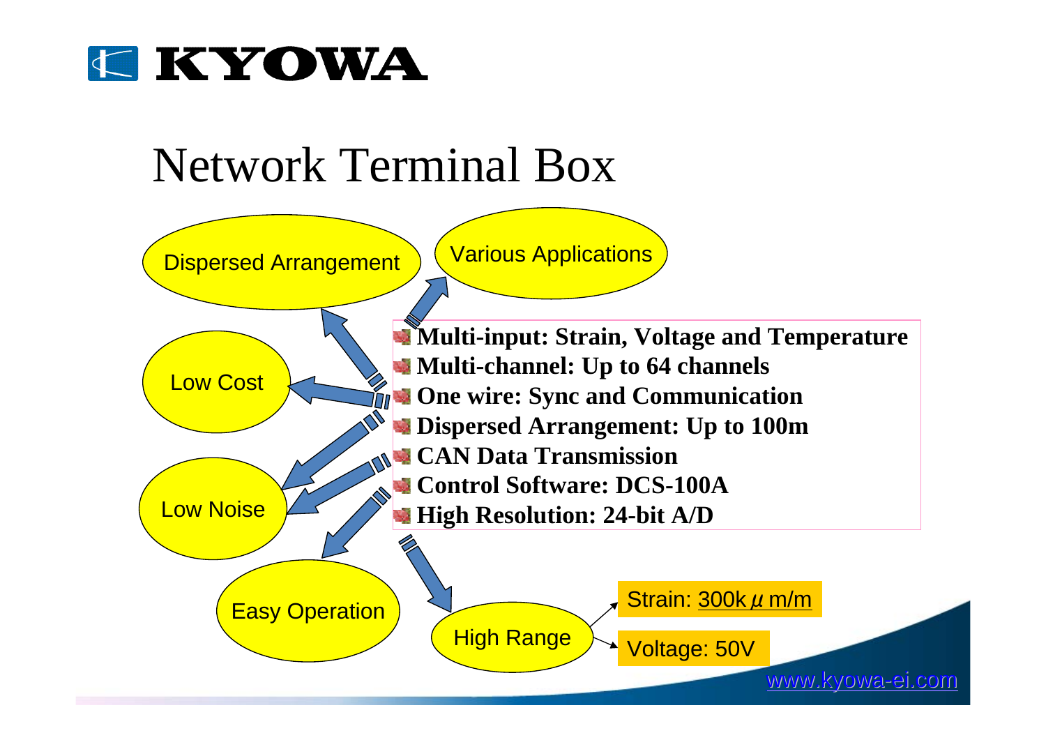# Network Terminal Box

- **Multi-input: Strain, Voltage and Temperature**
- **Multi-channel: Up to 64 channels**
- **One wire: Sync and Communication**
- **Dispersed Arrangement: Up to 100m**
- **CAN Data Transmission**
- **Control Software: DCS-100A**
- **High Resolution: 24-bit A/D**

Dispersed Arrangement

Various Applications

Low Cost

Low Noise

Easy Operation

High Range

- Strain: 300k $\mu$ m/m
- Voltage: 50V

www.kyowa-ei.com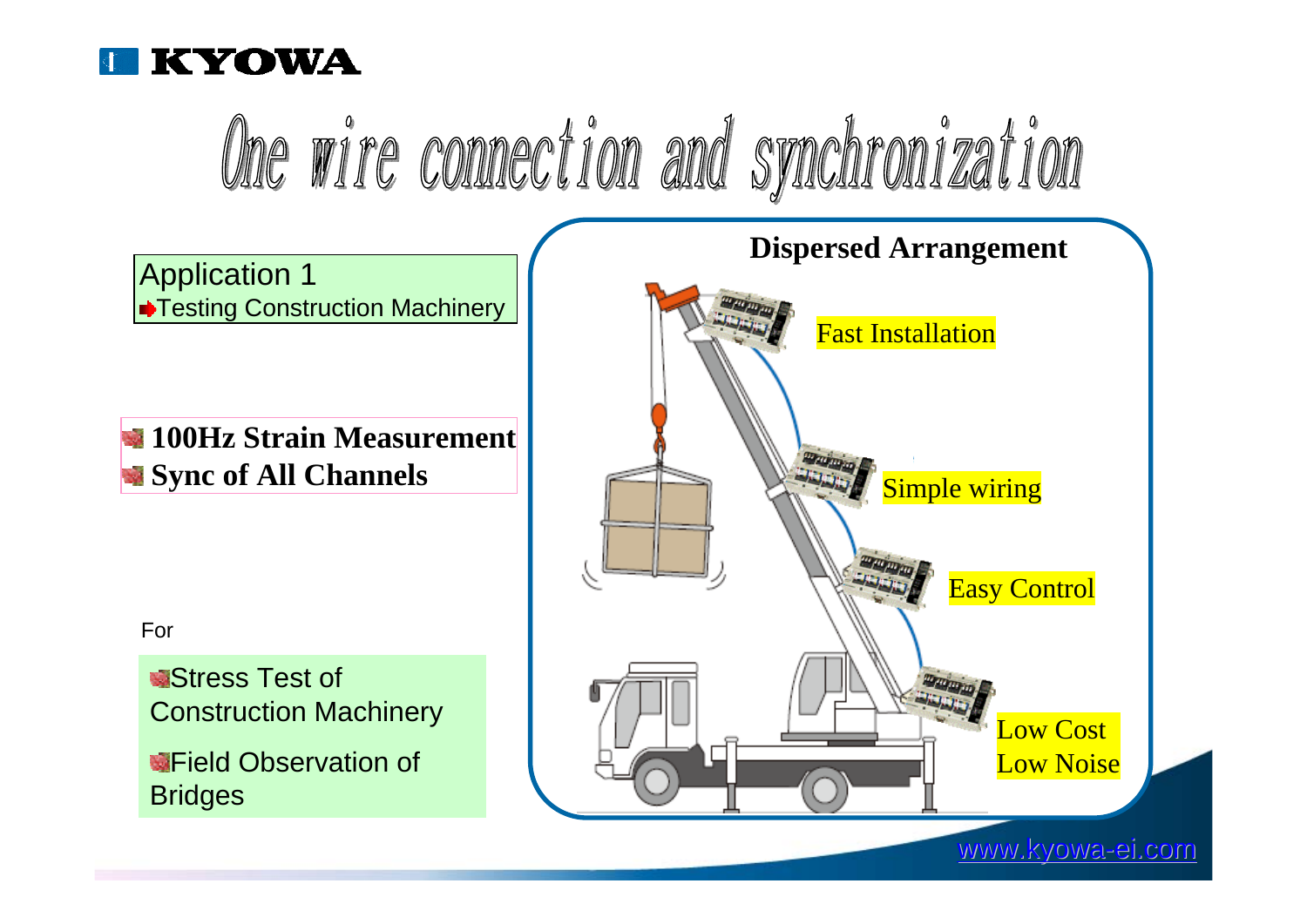# One wire connection and synchronization

**Application 1**

- Testing Construction Machinery

**100Hz Strain Measurement**

**Sync of All Channels**

For

- Stress Test of Construction Machinery
- Field Observation of Bridges

**Dispersed Arrangement**

Fast Installation

Simple wiring

Easy Control

Low Cost
Low Noise

www.kyowa-ei.com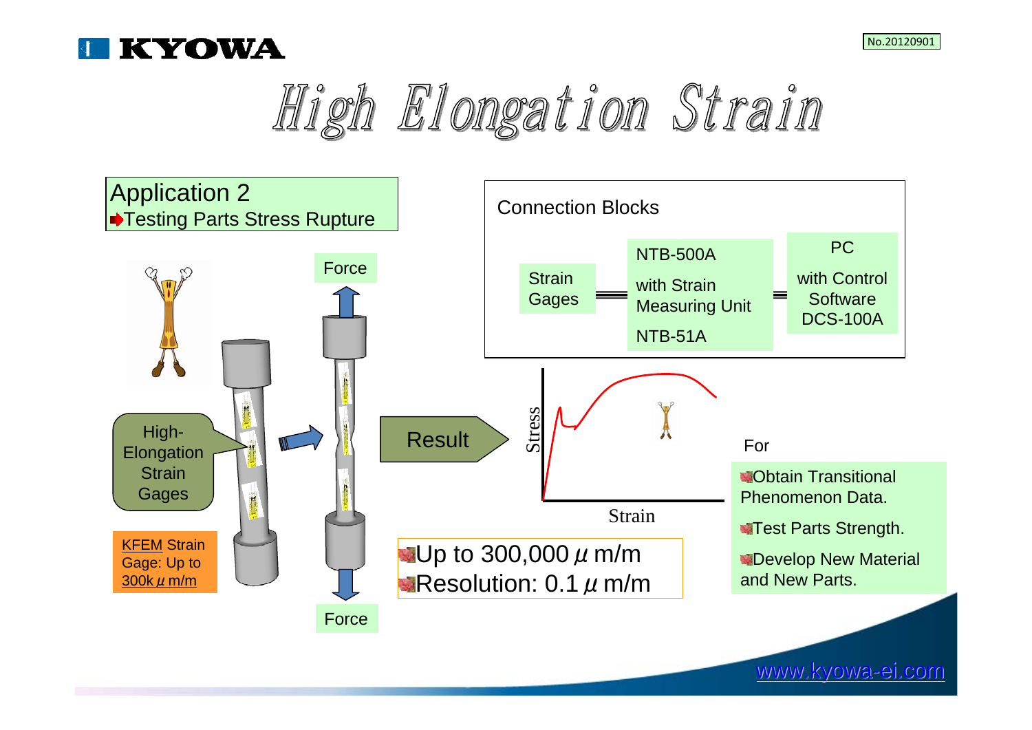# High Elongation Strain

## Application 2

➡Testing Parts Stress Rupture

Force

High-Elongation Strain Gages

KFEM Strain Gage: Up to 300k μ m/m

Force

Result

Connection Blocks

Strain Gages ═ NTB-500A with Strain Measuring Unit NTB-51A ═ PC with Control Software DCS-100A

Stress

Strain

- Up to 300,000 μ m/m
- Resolution: 0.1 μ m/m

For

- Obtain Transitional Phenomenon Data.
- Test Parts Strength.
- Develop New Material and New Parts.

www.kyowa-ei.com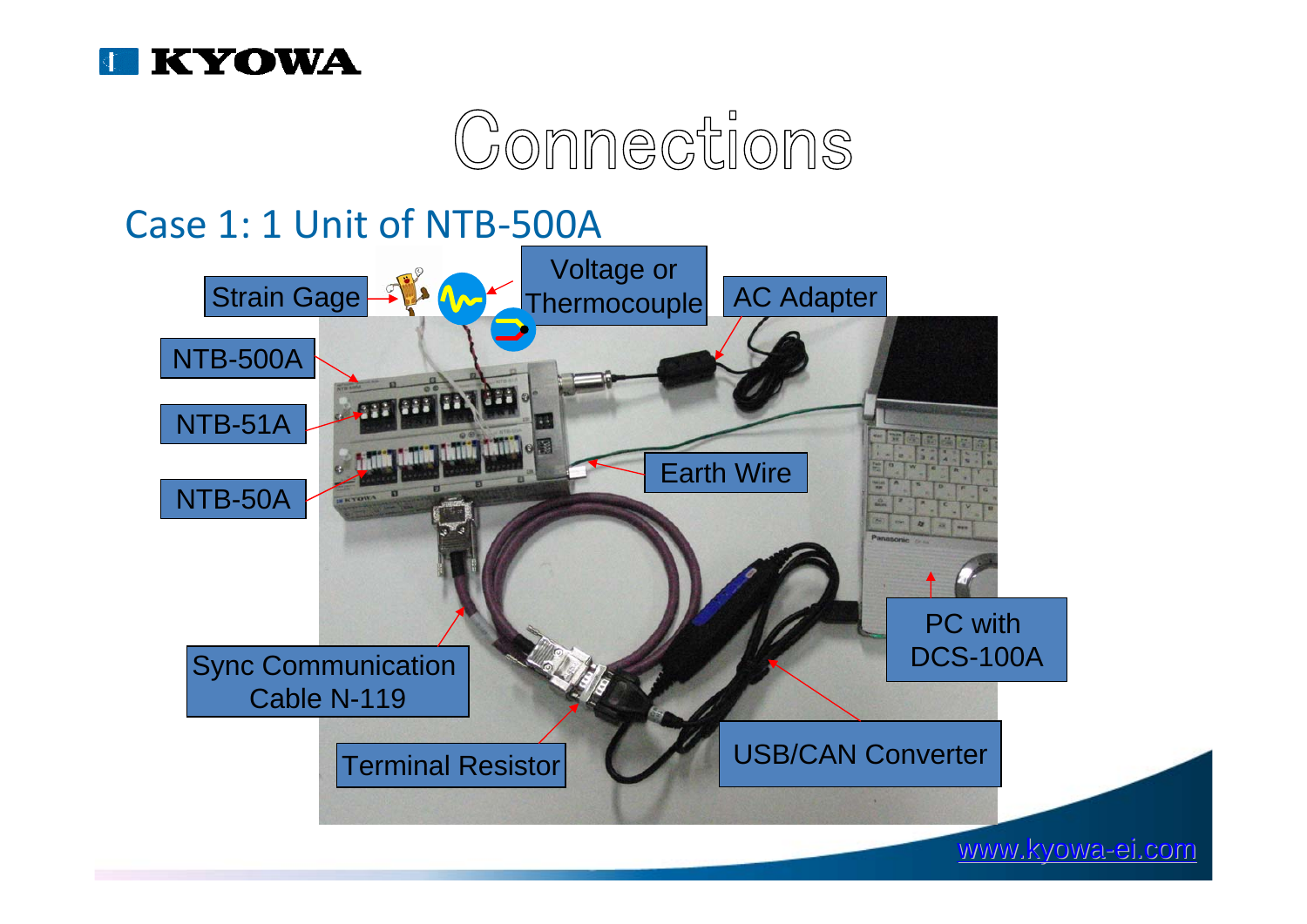# Connections

## Case 1: 1 Unit of NTB-500A

Strain Gage

Voltage or Thermocouple

AC Adapter

NTB-500A

NTB-51A

NTB-50A

Earth Wire

PC with DCS-100A

Sync Communication Cable N-119

Terminal Resistor

USB/CAN Converter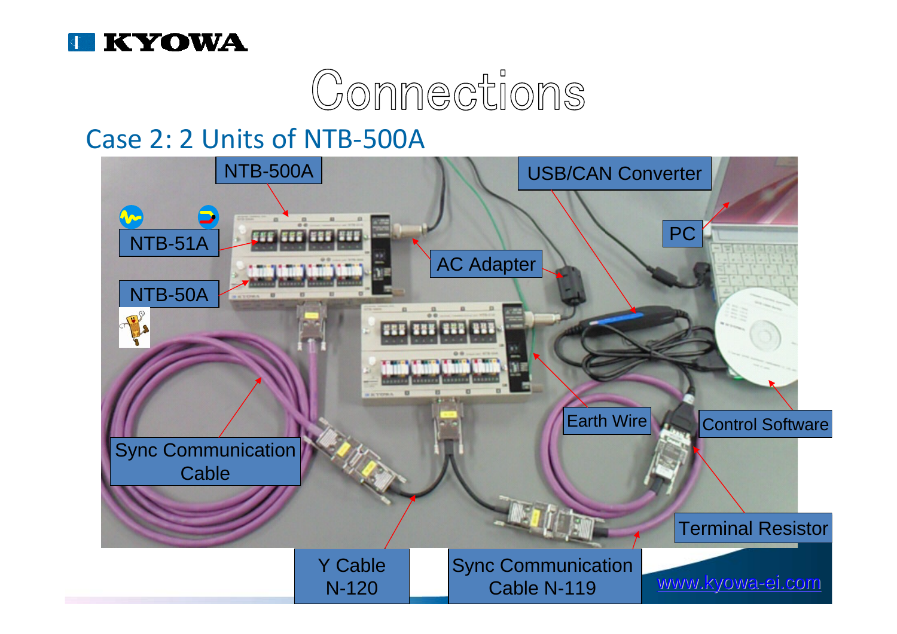# Connections

## Case 2: 2 Units of NTB-500A

NTB-500A

USB/CAN Converter

NTB-51A

PC

AC Adapter

NTB-50A

Earth Wire

Control Software

Sync Communication Cable

Terminal Resistor

Y Cable N-120

Sync Communication Cable N-119

www.kyowa-ei.com